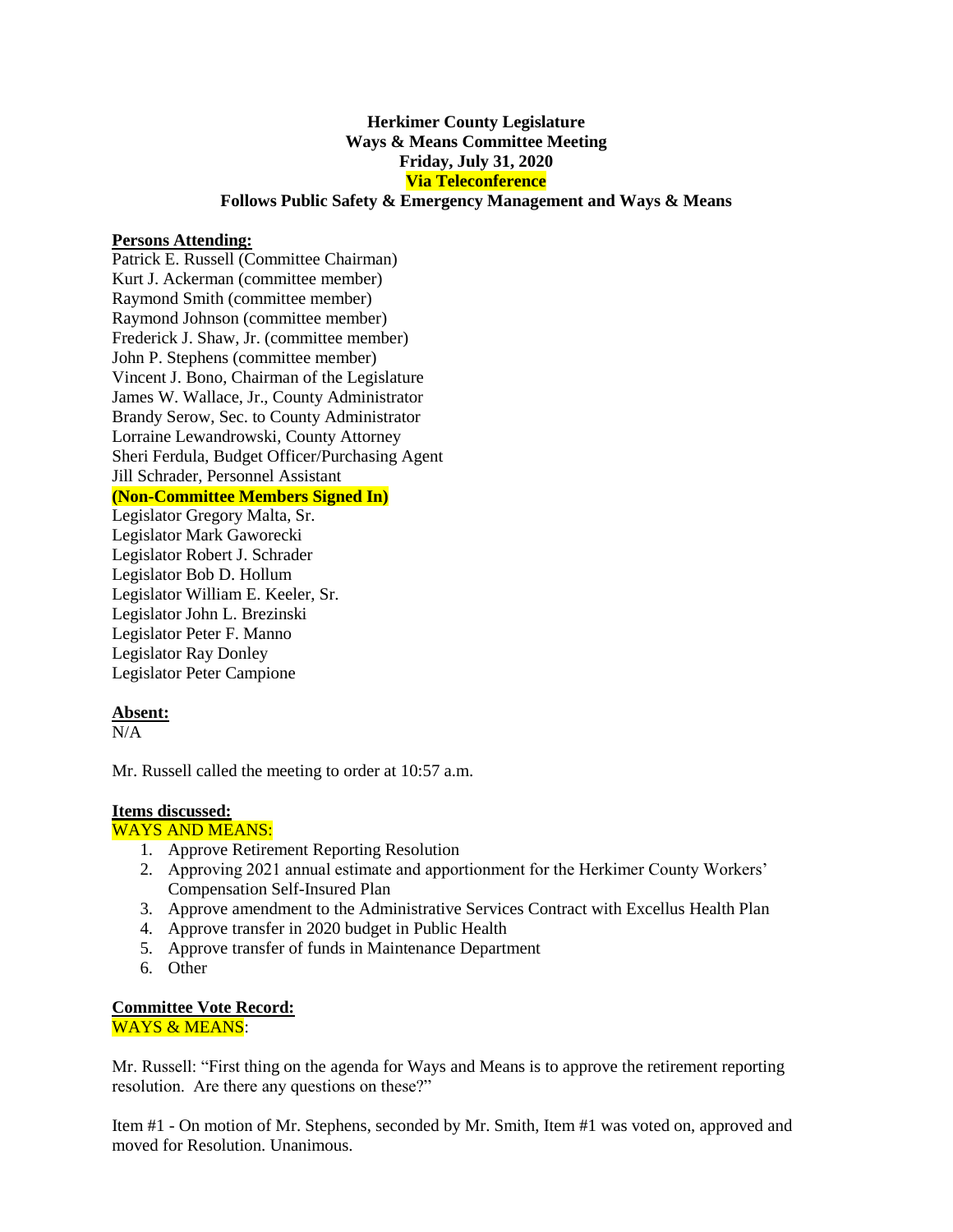**Herkimer County Legislature**
**Ways & Means Committee Meeting**
**Friday, July 31, 2020**
**Via Teleconference**
**Follows Public Safety & Emergency Management and Ways & Means**

**Persons Attending:**

Patrick E. Russell (Committee Chairman)
Kurt J. Ackerman (committee member)
Raymond Smith (committee member)
Raymond Johnson (committee member)
Frederick J. Shaw, Jr. (committee member)
John P. Stephens (committee member)
Vincent J. Bono, Chairman of the Legislature
James W. Wallace, Jr., County Administrator
Brandy Serow, Sec. to County Administrator
Lorraine Lewandrowski, County Attorney
Sheri Ferdula, Budget Officer/Purchasing Agent
Jill Schrader, Personnel Assistant
**(Non-Committee Members Signed In)**
Legislator Gregory Malta, Sr.
Legislator Mark Gaworecki
Legislator Robert J. Schrader
Legislator Bob D. Hollum
Legislator William E. Keeler, Sr.
Legislator John L. Brezinski
Legislator Peter F. Manno
Legislator Ray Donley
Legislator Peter Campione

**Absent:**

N/A

Mr. Russell called the meeting to order at 10:57 a.m.

**Items discussed:**

WAYS AND MEANS:

1. Approve Retirement Reporting Resolution
2. Approving 2021 annual estimate and apportionment for the Herkimer County Workers' Compensation Self-Insured Plan
3. Approve amendment to the Administrative Services Contract with Excellus Health Plan
4. Approve transfer in 2020 budget in Public Health
5. Approve transfer of funds in Maintenance Department
6. Other

**Committee Vote Record:**

WAYS & MEANS:

Mr. Russell: "First thing on the agenda for Ways and Means is to approve the retirement reporting resolution. Are there any questions on these?"

Item #1 - On motion of Mr. Stephens, seconded by Mr. Smith, Item #1 was voted on, approved and moved for Resolution. Unanimous.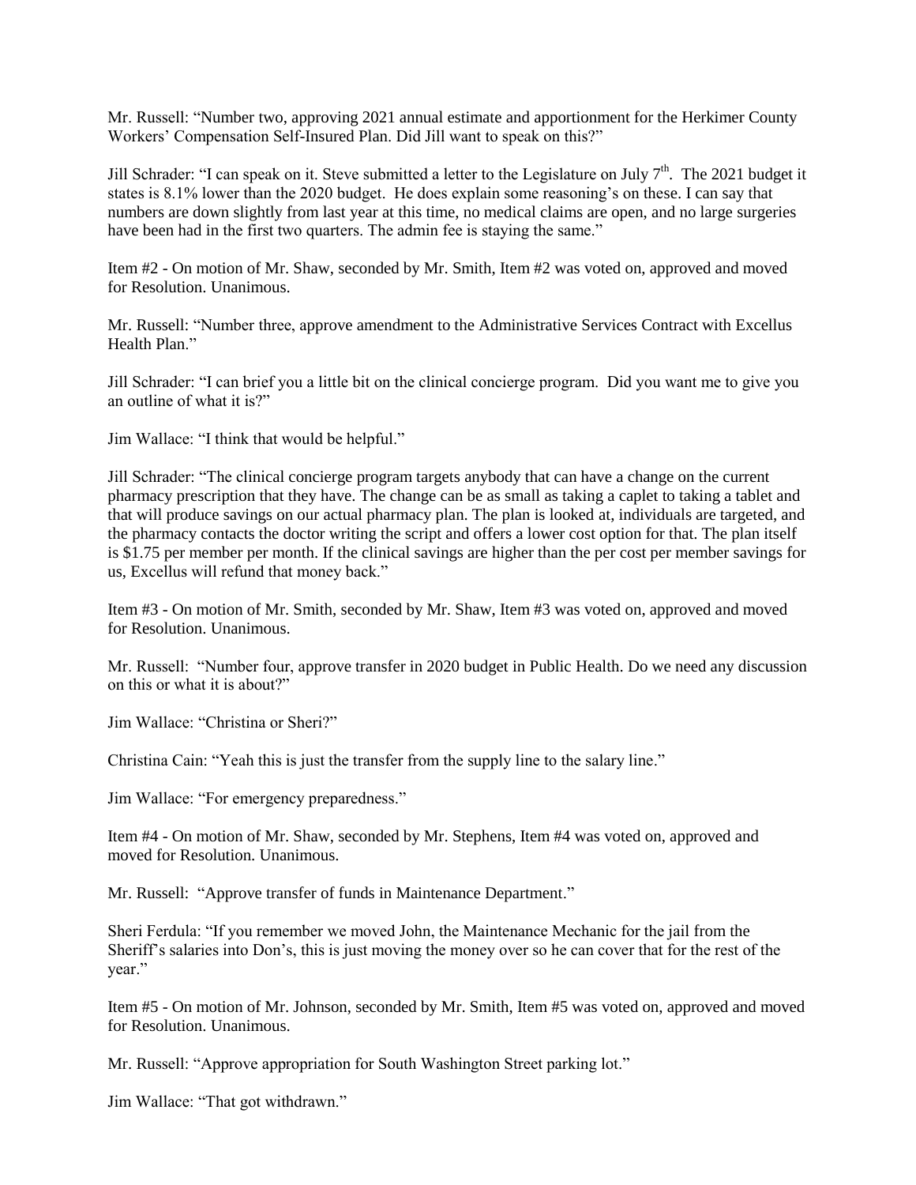Mr. Russell: "Number two, approving 2021 annual estimate and apportionment for the Herkimer County Workers' Compensation Self-Insured Plan. Did Jill want to speak on this?"

Jill Schrader: "I can speak on it. Steve submitted a letter to the Legislature on July 7th. The 2021 budget it states is 8.1% lower than the 2020 budget. He does explain some reasoning's on these. I can say that numbers are down slightly from last year at this time, no medical claims are open, and no large surgeries have been had in the first two quarters. The admin fee is staying the same."

Item #2 - On motion of Mr. Shaw, seconded by Mr. Smith, Item #2 was voted on, approved and moved for Resolution. Unanimous.

Mr. Russell: "Number three, approve amendment to the Administrative Services Contract with Excellus Health Plan."

Jill Schrader: "I can brief you a little bit on the clinical concierge program. Did you want me to give you an outline of what it is?"

Jim Wallace: "I think that would be helpful."

Jill Schrader: "The clinical concierge program targets anybody that can have a change on the current pharmacy prescription that they have. The change can be as small as taking a caplet to taking a tablet and that will produce savings on our actual pharmacy plan. The plan is looked at, individuals are targeted, and the pharmacy contacts the doctor writing the script and offers a lower cost option for that. The plan itself is $1.75 per member per month. If the clinical savings are higher than the per cost per member savings for us, Excellus will refund that money back."

Item #3 - On motion of Mr. Smith, seconded by Mr. Shaw, Item #3 was voted on, approved and moved for Resolution. Unanimous.

Mr. Russell: "Number four, approve transfer in 2020 budget in Public Health. Do we need any discussion on this or what it is about?"

Jim Wallace: "Christina or Sheri?"

Christina Cain: "Yeah this is just the transfer from the supply line to the salary line."

Jim Wallace: "For emergency preparedness."

Item #4 - On motion of Mr. Shaw, seconded by Mr. Stephens, Item #4 was voted on, approved and moved for Resolution. Unanimous.

Mr. Russell: "Approve transfer of funds in Maintenance Department."

Sheri Ferdula: "If you remember we moved John, the Maintenance Mechanic for the jail from the Sheriff's salaries into Don's, this is just moving the money over so he can cover that for the rest of the year."

Item #5 - On motion of Mr. Johnson, seconded by Mr. Smith, Item #5 was voted on, approved and moved for Resolution. Unanimous.

Mr. Russell: "Approve appropriation for South Washington Street parking lot."

Jim Wallace: "That got withdrawn."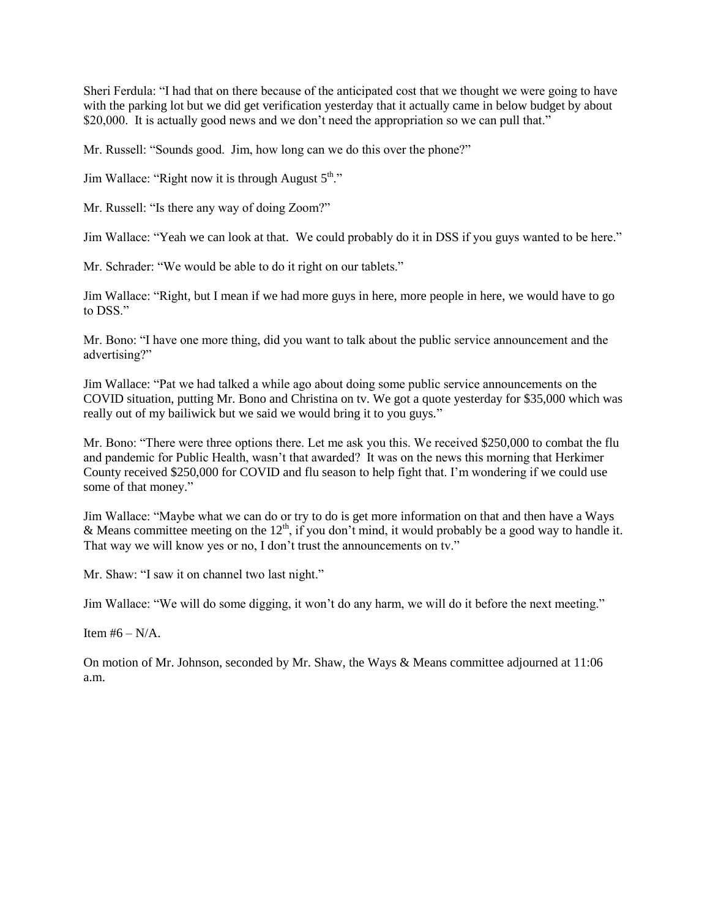Sheri Ferdula: “I had that on there because of the anticipated cost that we thought we were going to have with the parking lot but we did get verification yesterday that it actually came in below budget by about $20,000. It is actually good news and we don’t need the appropriation so we can pull that.”

Mr. Russell: “Sounds good. Jim, how long can we do this over the phone?”

Jim Wallace: “Right now it is through August 5th.”

Mr. Russell: “Is there any way of doing Zoom?”

Jim Wallace: “Yeah we can look at that. We could probably do it in DSS if you guys wanted to be here.”

Mr. Schrader: “We would be able to do it right on our tablets.”

Jim Wallace: “Right, but I mean if we had more guys in here, more people in here, we would have to go to DSS.”

Mr. Bono: “I have one more thing, did you want to talk about the public service announcement and the advertising?”

Jim Wallace: “Pat we had talked a while ago about doing some public service announcements on the COVID situation, putting Mr. Bono and Christina on tv. We got a quote yesterday for $35,000 which was really out of my bailiwick but we said we would bring it to you guys.”

Mr. Bono: “There were three options there. Let me ask you this. We received $250,000 to combat the flu and pandemic for Public Health, wasn’t that awarded? It was on the news this morning that Herkimer County received $250,000 for COVID and flu season to help fight that. I’m wondering if we could use some of that money.”

Jim Wallace: “Maybe what we can do or try to do is get more information on that and then have a Ways & Means committee meeting on the 12th, if you don’t mind, it would probably be a good way to handle it. That way we will know yes or no, I don’t trust the announcements on tv.”

Mr. Shaw: “I saw it on channel two last night.”

Jim Wallace: “We will do some digging, it won’t do any harm, we will do it before the next meeting.”

Item #6 – N/A.

On motion of Mr. Johnson, seconded by Mr. Shaw, the Ways & Means committee adjourned at 11:06 a.m.